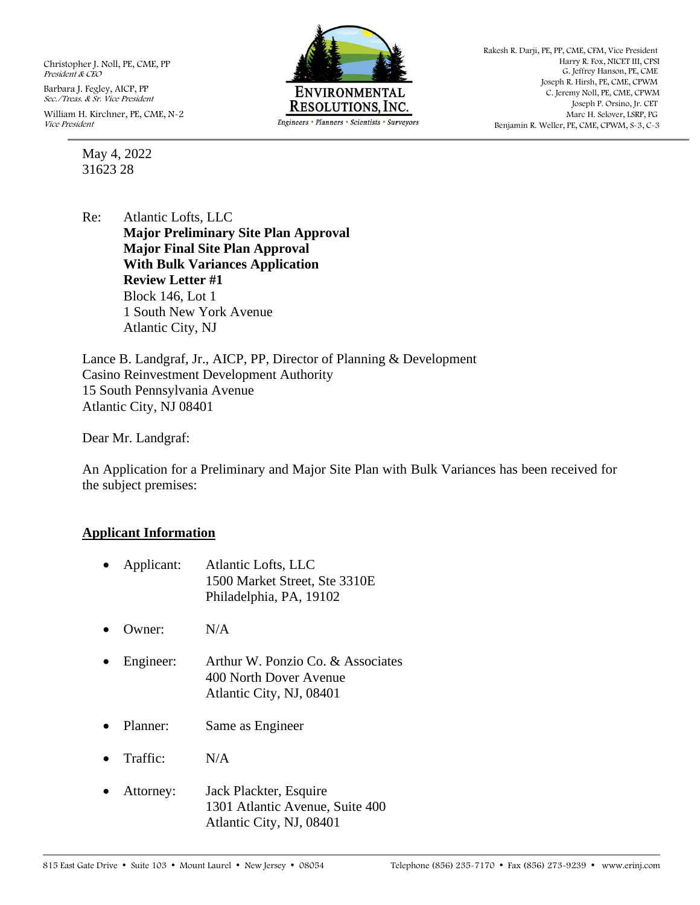Christopher J. Noll, PE, CME, PP
*President & CEO*

Barbara J. Fegley, AICP, PP
*Sec./Treas. & Sr. Vice President*

William H. Kirchner, PE, CME, N-2
*Vice President*

ENVIRONMENTAL RESOLUTIONS, INC.
*Engineers • Planners • Scientists • Surveyors*

Rakesh R. Darji, PE, PP, CME, CFM, Vice President
Harry R. Fox, NICET III, CPSI
G. Jeffrey Hanson, PE, CME
Joseph R. Hirsh, PE, CME, CPWM
C. Jeremy Noll, PE, CME, CPWM
Joseph P. Orsino, Jr. CET
Marc H. Selover, LSRP, PG
Benjamin R. Weller, PE, CME, CPWM, S-3, C-3

May 4, 2022
31623 28

Re: Atlantic Lofts, LLC
**Major Preliminary Site Plan Approval**
**Major Final Site Plan Approval**
**With Bulk Variances Application**
**Review Letter #1**
Block 146, Lot 1
1 South New York Avenue
Atlantic City, NJ

Lance B. Landgraf, Jr., AICP, PP, Director of Planning & Development
Casino Reinvestment Development Authority
15 South Pennsylvania Avenue
Atlantic City, NJ 08401

Dear Mr. Landgraf:

An Application for a Preliminary and Major Site Plan with Bulk Variances has been received for the subject premises:

## Applicant Information

- Applicant: Atlantic Lofts, LLC
  1500 Market Street, Ste 3310E
  Philadelphia, PA, 19102
- Owner: N/A
- Engineer: Arthur W. Ponzio Co. & Associates
  400 North Dover Avenue
  Atlantic City, NJ, 08401
- Planner: Same as Engineer
- Traffic: N/A
- Attorney: Jack Plackter, Esquire
  1301 Atlantic Avenue, Suite 400
  Atlantic City, NJ, 08401

815 East Gate Drive • Suite 103 • Mount Laurel • New Jersey • 08054 Telephone (856) 235-7170 • Fax (856) 273-9239 • www.erinj.com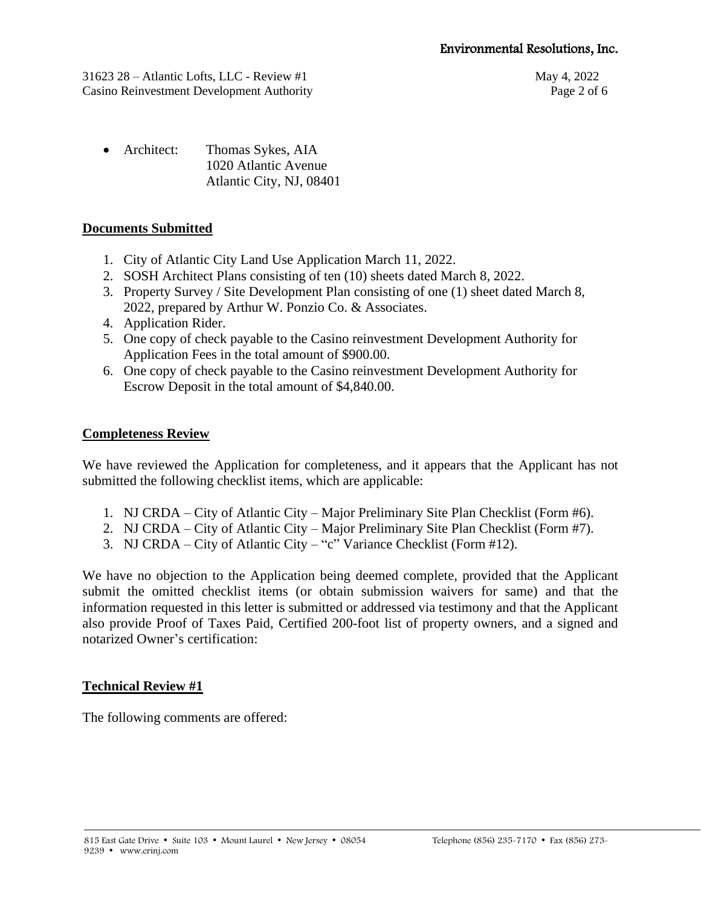- Architect: Thomas Sykes, AIA
  1020 Atlantic Avenue
  Atlantic City, NJ, 08401

**Documents Submitted**

1. City of Atlantic City Land Use Application March 11, 2022.
2. SOSH Architect Plans consisting of ten (10) sheets dated March 8, 2022.
3. Property Survey / Site Development Plan consisting of one (1) sheet dated March 8, 2022, prepared by Arthur W. Ponzio Co. & Associates.
4. Application Rider.
5. One copy of check payable to the Casino reinvestment Development Authority for Application Fees in the total amount of $900.00.
6. One copy of check payable to the Casino reinvestment Development Authority for Escrow Deposit in the total amount of $4,840.00.

**Completeness Review**

We have reviewed the Application for completeness, and it appears that the Applicant has not submitted the following checklist items, which are applicable:

1. NJ CRDA – City of Atlantic City – Major Preliminary Site Plan Checklist (Form #6).
2. NJ CRDA – City of Atlantic City – Major Preliminary Site Plan Checklist (Form #7).
3. NJ CRDA – City of Atlantic City – "c" Variance Checklist (Form #12).

We have no objection to the Application being deemed complete, provided that the Applicant submit the omitted checklist items (or obtain submission waivers for same) and that the information requested in this letter is submitted or addressed via testimony and that the Applicant also provide Proof of Taxes Paid, Certified 200-foot list of property owners, and a signed and notarized Owner's certification:

**Technical Review #1**

The following comments are offered: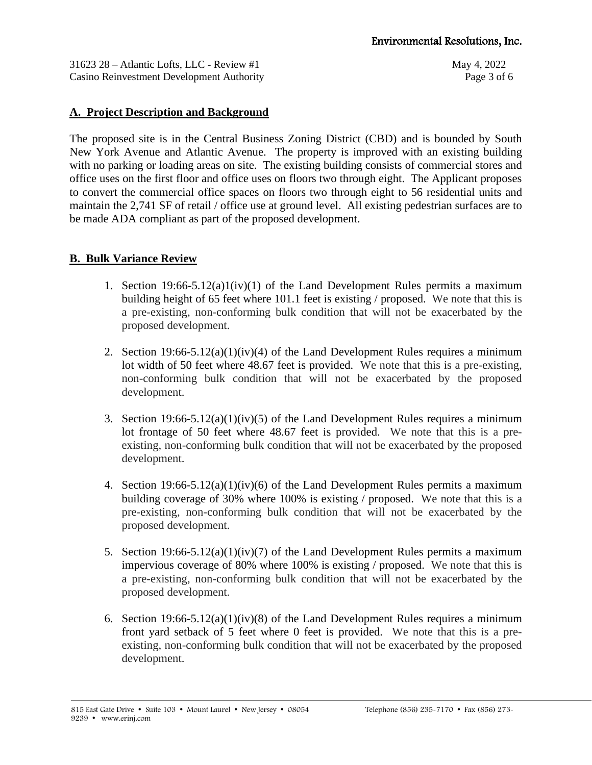## A. Project Description and Background

The proposed site is in the Central Business Zoning District (CBD) and is bounded by South New York Avenue and Atlantic Avenue. The property is improved with an existing building with no parking or loading areas on site. The existing building consists of commercial stores and office uses on the first floor and office uses on floors two through eight. The Applicant proposes to convert the commercial office spaces on floors two through eight to 56 residential units and maintain the 2,741 SF of retail / office use at ground level. All existing pedestrian surfaces are to be made ADA compliant as part of the proposed development.

## B. Bulk Variance Review

1. Section 19:66-5.12(a)1(iv)(1) of the Land Development Rules permits a maximum building height of 65 feet where 101.1 feet is existing / proposed. We note that this is a pre-existing, non-conforming bulk condition that will not be exacerbated by the proposed development.

2. Section 19:66-5.12(a)(1)(iv)(4) of the Land Development Rules requires a minimum lot width of 50 feet where 48.67 feet is provided. We note that this is a pre-existing, non-conforming bulk condition that will not be exacerbated by the proposed development.

3. Section 19:66-5.12(a)(1)(iv)(5) of the Land Development Rules requires a minimum lot frontage of 50 feet where 48.67 feet is provided. We note that this is a pre-existing, non-conforming bulk condition that will not be exacerbated by the proposed development.

4. Section 19:66-5.12(a)(1)(iv)(6) of the Land Development Rules permits a maximum building coverage of 30% where 100% is existing / proposed. We note that this is a pre-existing, non-conforming bulk condition that will not be exacerbated by the proposed development.

5. Section 19:66-5.12(a)(1)(iv)(7) of the Land Development Rules permits a maximum impervious coverage of 80% where 100% is existing / proposed. We note that this is a pre-existing, non-conforming bulk condition that will not be exacerbated by the proposed development.

6. Section 19:66-5.12(a)(1)(iv)(8) of the Land Development Rules requires a minimum front yard setback of 5 feet where 0 feet is provided. We note that this is a pre-existing, non-conforming bulk condition that will not be exacerbated by the proposed development.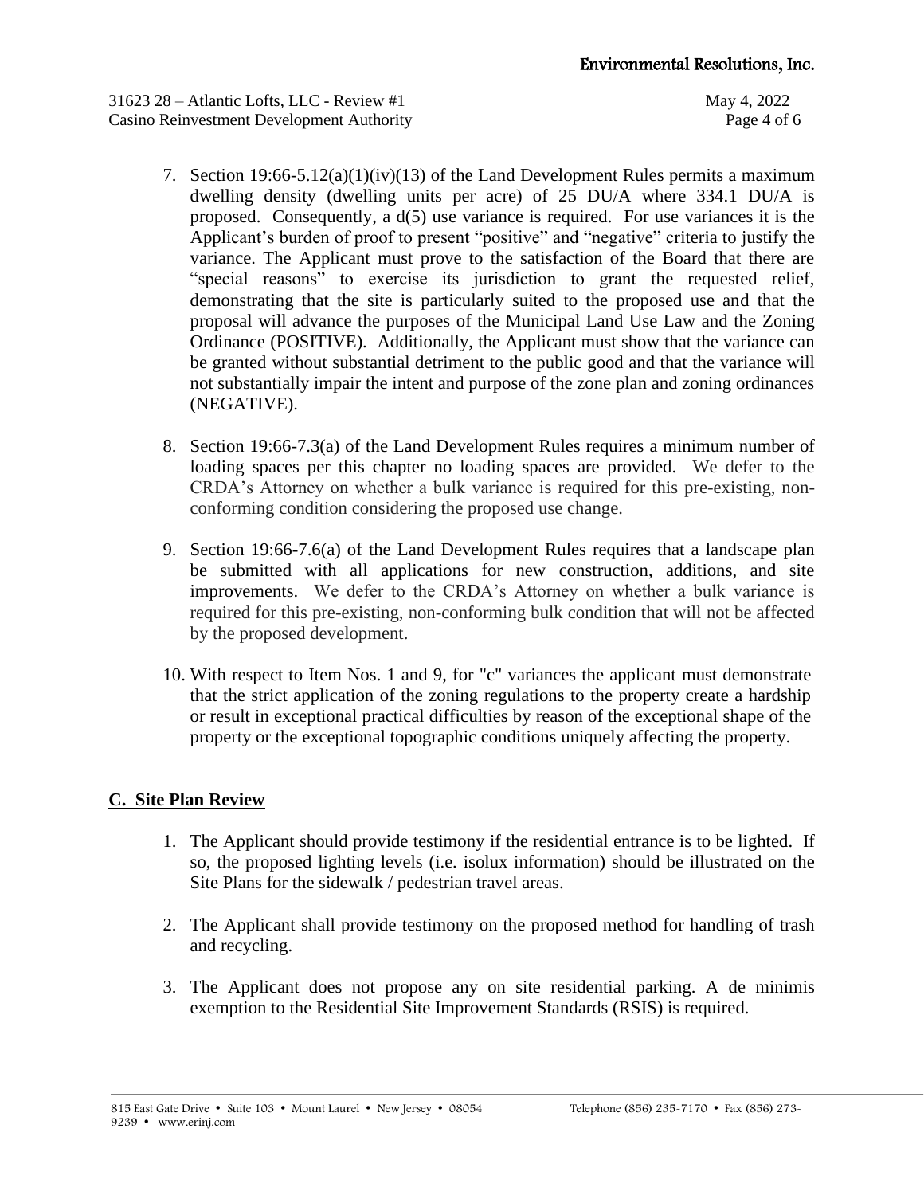7. Section 19:66-5.12(a)(1)(iv)(13) of the Land Development Rules permits a maximum dwelling density (dwelling units per acre) of 25 DU/A where 334.1 DU/A is proposed. Consequently, a d(5) use variance is required. For use variances it is the Applicant's burden of proof to present "positive" and "negative" criteria to justify the variance. The Applicant must prove to the satisfaction of the Board that there are "special reasons" to exercise its jurisdiction to grant the requested relief, demonstrating that the site is particularly suited to the proposed use and that the proposal will advance the purposes of the Municipal Land Use Law and the Zoning Ordinance (POSITIVE). Additionally, the Applicant must show that the variance can be granted without substantial detriment to the public good and that the variance will not substantially impair the intent and purpose of the zone plan and zoning ordinances (NEGATIVE).

8. Section 19:66-7.3(a) of the Land Development Rules requires a minimum number of loading spaces per this chapter no loading spaces are provided. We defer to the CRDA's Attorney on whether a bulk variance is required for this pre-existing, non-conforming condition considering the proposed use change.

9. Section 19:66-7.6(a) of the Land Development Rules requires that a landscape plan be submitted with all applications for new construction, additions, and site improvements. We defer to the CRDA's Attorney on whether a bulk variance is required for this pre-existing, non-conforming bulk condition that will not be affected by the proposed development.

10. With respect to Item Nos. 1 and 9, for "c" variances the applicant must demonstrate that the strict application of the zoning regulations to the property create a hardship or result in exceptional practical difficulties by reason of the exceptional shape of the property or the exceptional topographic conditions uniquely affecting the property.

## C. Site Plan Review

1. The Applicant should provide testimony if the residential entrance is to be lighted. If so, the proposed lighting levels (i.e. isolux information) should be illustrated on the Site Plans for the sidewalk / pedestrian travel areas.

2. The Applicant shall provide testimony on the proposed method for handling of trash and recycling.

3. The Applicant does not propose any on site residential parking. A de minimis exemption to the Residential Site Improvement Standards (RSIS) is required.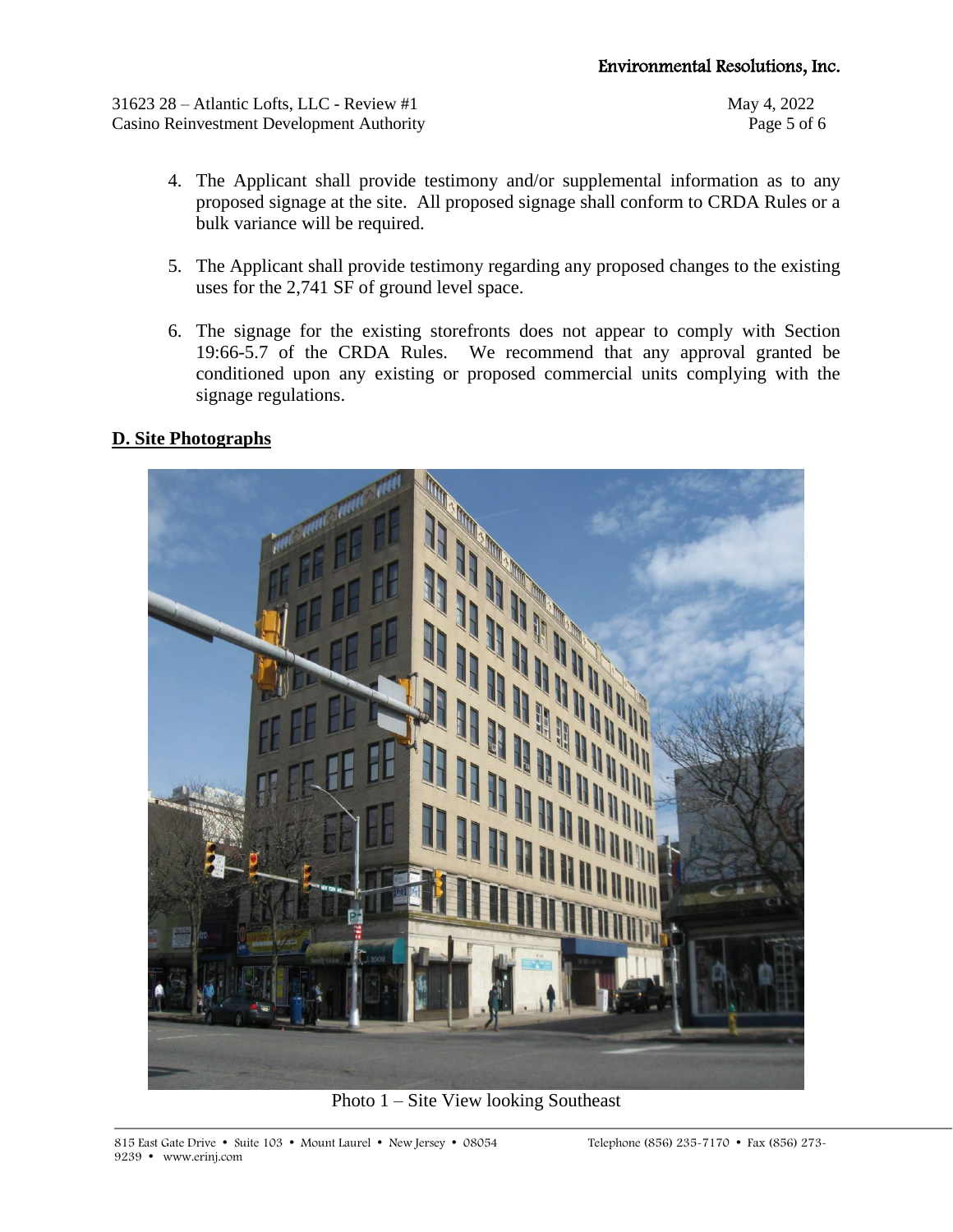4. The Applicant shall provide testimony and/or supplemental information as to any proposed signage at the site. All proposed signage shall conform to CRDA Rules or a bulk variance will be required.

5. The Applicant shall provide testimony regarding any proposed changes to the existing uses for the 2,741 SF of ground level space.

6. The signage for the existing storefronts does not appear to comply with Section 19:66-5.7 of the CRDA Rules. We recommend that any approval granted be conditioned upon any existing or proposed commercial units complying with the signage regulations.

## D. Site Photographs

Photo 1 – Site View looking Southeast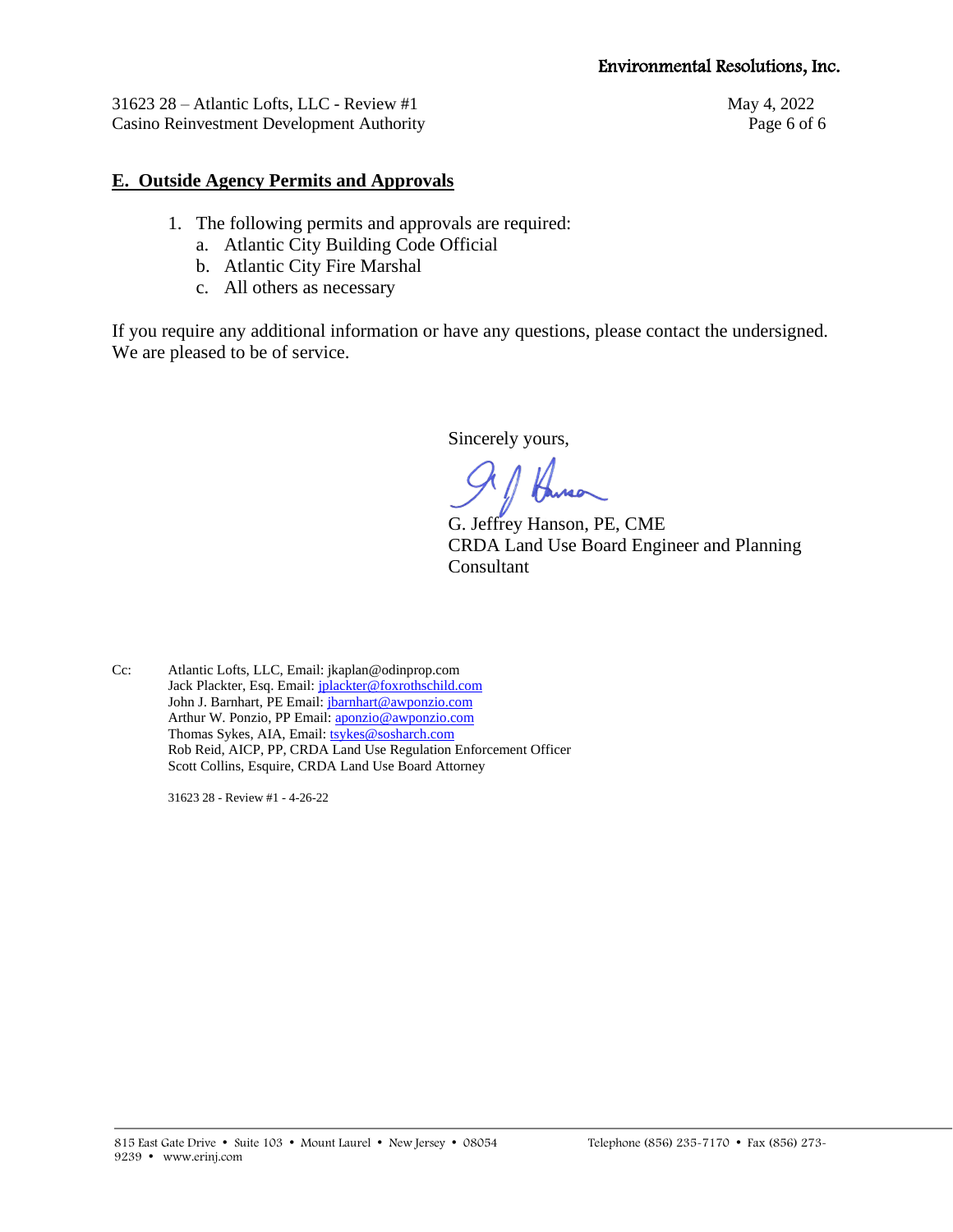## E. Outside Agency Permits and Approvals

1. The following permits and approvals are required:
   a. Atlantic City Building Code Official
   b. Atlantic City Fire Marshal
   c. All others as necessary

If you require any additional information or have any questions, please contact the undersigned. We are pleased to be of service.

Sincerely yours,

G. Jeffrey Hanson, PE, CME
CRDA Land Use Board Engineer and Planning Consultant

Cc: Atlantic Lofts, LLC, Email: jkaplan@odinprop.com
Jack Plackter, Esq. Email: jplackter@foxrothschild.com
John J. Barnhart, PE Email: jbarnhart@awponzio.com
Arthur W. Ponzio, PP Email: aponzio@awponzio.com
Thomas Sykes, AIA, Email: tsykes@sosharch.com
Rob Reid, AICP, PP, CRDA Land Use Regulation Enforcement Officer
Scott Collins, Esquire, CRDA Land Use Board Attorney

31623 28 - Review #1 - 4-26-22